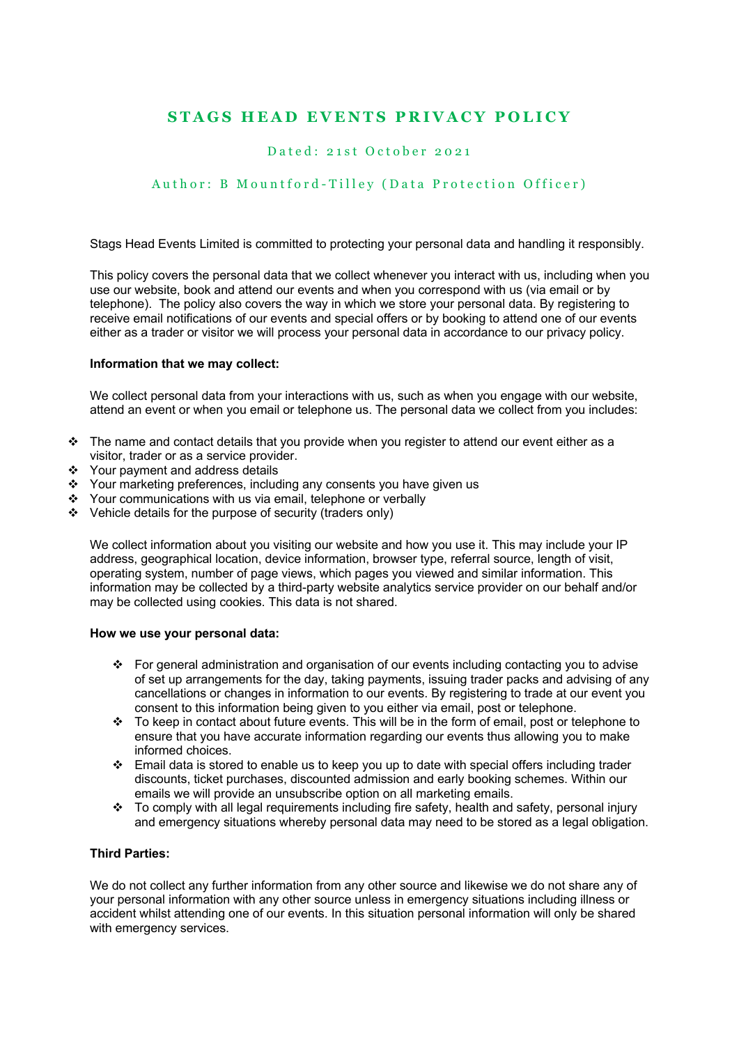# STAGS HEAD EVENTS PRIVACY POLICY

Dated: 21st October 2021

Author: B Mountford-Tilley (Data Protection Officer)

Stags Head Events Limited is committed to protecting your personal data and handling it responsibly.

This policy covers the personal data that we collect whenever you interact with us, including when you use our website, book and attend our events and when you correspond with us (via email or by telephone). The policy also covers the way in which we store your personal data. By registering to receive email notifications of our events and special offers or by booking to attend one of our events either as a trader or visitor we will process your personal data in accordance to our privacy policy.

**Information that we may collect:**

We collect personal data from your interactions with us, such as when you engage with our website, attend an event or when you email or telephone us. The personal data we collect from you includes:

- The name and contact details that you provide when you register to attend our event either as a visitor, trader or as a service provider.
- Your payment and address details
- Your marketing preferences, including any consents you have given us
- Your communications with us via email, telephone or verbally
- Vehicle details for the purpose of security (traders only)

We collect information about you visiting our website and how you use it. This may include your IP address, geographical location, device information, browser type, referral source, length of visit, operating system, number of page views, which pages you viewed and similar information. This information may be collected by a third-party website analytics service provider on our behalf and/or may be collected using cookies. This data is not shared.

**How we use your personal data:**

- For general administration and organisation of our events including contacting you to advise of set up arrangements for the day, taking payments, issuing trader packs and advising of any cancellations or changes in information to our events. By registering to trade at our event you consent to this information being given to you either via email, post or telephone.
- To keep in contact about future events. This will be in the form of email, post or telephone to ensure that you have accurate information regarding our events thus allowing you to make informed choices.
- Email data is stored to enable us to keep you up to date with special offers including trader discounts, ticket purchases, discounted admission and early booking schemes. Within our emails we will provide an unsubscribe option on all marketing emails.
- To comply with all legal requirements including fire safety, health and safety, personal injury and emergency situations whereby personal data may need to be stored as a legal obligation.

**Third Parties:**

We do not collect any further information from any other source and likewise we do not share any of your personal information with any other source unless in emergency situations including illness or accident whilst attending one of our events. In this situation personal information will only be shared with emergency services.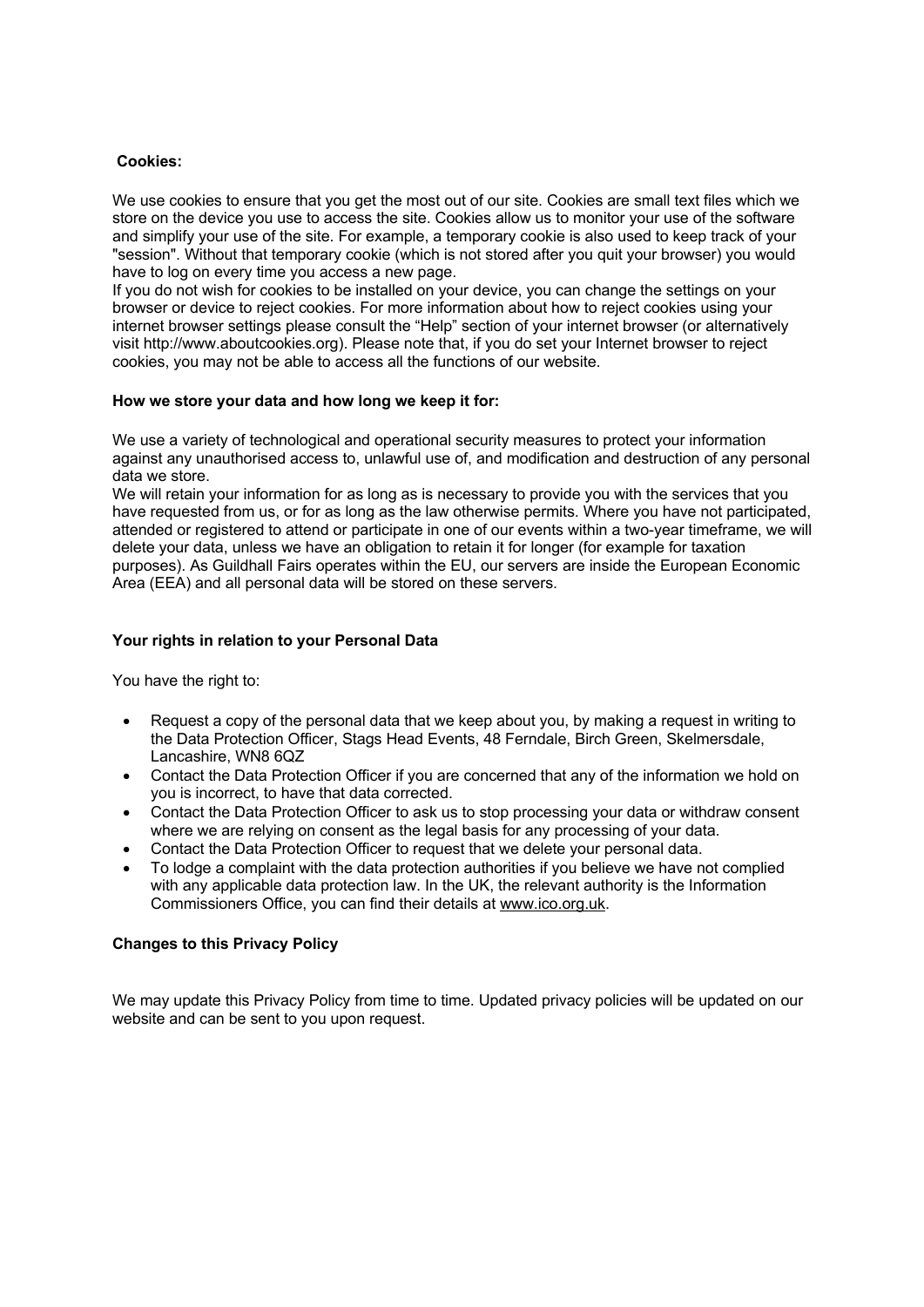**Cookies:**

We use cookies to ensure that you get the most out of our site. Cookies are small text files which we store on the device you use to access the site. Cookies allow us to monitor your use of the software and simplify your use of the site. For example, a temporary cookie is also used to keep track of your "session". Without that temporary cookie (which is not stored after you quit your browser) you would have to log on every time you access a new page.

If you do not wish for cookies to be installed on your device, you can change the settings on your browser or device to reject cookies. For more information about how to reject cookies using your internet browser settings please consult the "Help" section of your internet browser (or alternatively visit http://www.aboutcookies.org). Please note that, if you do set your Internet browser to reject cookies, you may not be able to access all the functions of our website.

**How we store your data and how long we keep it for:**

We use a variety of technological and operational security measures to protect your information against any unauthorised access to, unlawful use of, and modification and destruction of any personal data we store.

We will retain your information for as long as is necessary to provide you with the services that you have requested from us, or for as long as the law otherwise permits. Where you have not participated, attended or registered to attend or participate in one of our events within a two-year timeframe, we will delete your data, unless we have an obligation to retain it for longer (for example for taxation purposes). As Guildhall Fairs operates within the EU, our servers are inside the European Economic Area (EEA) and all personal data will be stored on these servers.

**Your rights in relation to your Personal Data**

You have the right to:

- Request a copy of the personal data that we keep about you, by making a request in writing to the Data Protection Officer, Stags Head Events, 48 Ferndale, Birch Green, Skelmersdale, Lancashire, WN8 6QZ
- Contact the Data Protection Officer if you are concerned that any of the information we hold on you is incorrect, to have that data corrected.
- Contact the Data Protection Officer to ask us to stop processing your data or withdraw consent where we are relying on consent as the legal basis for any processing of your data.
- Contact the Data Protection Officer to request that we delete your personal data.
- To lodge a complaint with the data protection authorities if you believe we have not complied with any applicable data protection law. In the UK, the relevant authority is the Information Commissioners Office, you can find their details at www.ico.org.uk.

**Changes to this Privacy Policy**

We may update this Privacy Policy from time to time. Updated privacy policies will be updated on our website and can be sent to you upon request.